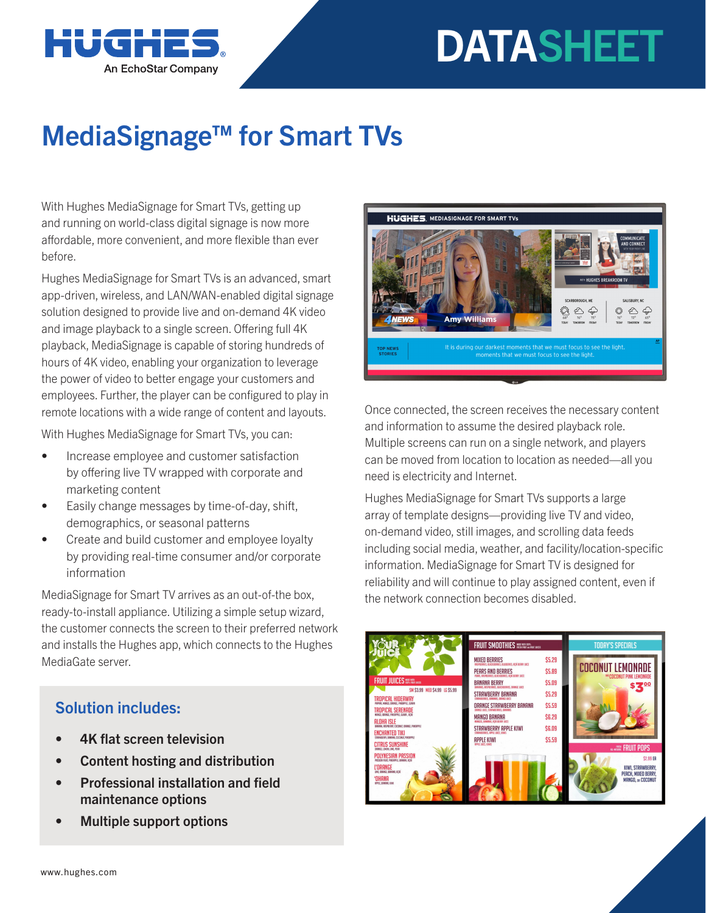# MediaSignage™ for Smart TVs

With Hughes MediaSignage for Smart TVs, getting up and running on world-class digital signage is now more affordable, more convenient, and more flexible than ever before.

Hughes MediaSignage for Smart TVs is an advanced, smart app-driven, wireless, and LAN/WAN-enabled digital signage solution designed to provide live and on-demand 4K video and image playback to a single screen. Offering full 4K playback, MediaSignage is capable of storing hundreds of hours of 4K video, enabling your organization to leverage the power of video to better engage your customers and employees. Further, the player can be configured to play in remote locations with a wide range of content and layouts.

With Hughes MediaSignage for Smart TVs, you can:

- Increase employee and customer satisfaction by offering live TV wrapped with corporate and marketing content
- Easily change messages by time-of-day, shift, demographics, or seasonal patterns
- Create and build customer and employee loyalty by providing real-time consumer and/or corporate information

MediaSignage for Smart TV arrives as an out-of-the box, ready-to-install appliance. Utilizing a simple setup wizard, the customer connects the screen to their preferred network and installs the Hughes app, which connects to the Hughes MediaGate server.

## Solution includes:

- **4K flat screen television**
- **Content hosting and distribution**
- **Professional installation and field maintenance options**
- **Multiple support options**

Once connected, the screen receives the necessary content and information to assume the desired playback role. Multiple screens can run on a single network, and players can be moved from location to location as needed—all you need is electricity and Internet.

Hughes MediaSignage for Smart TVs supports a large array of template designs—providing live TV and video, on-demand video, still images, and scrolling data feeds including social media, weather, and facility/location-specific information. MediaSignage for Smart TV is designed for reliability and will continue to play assigned content, even if the network connection becomes disabled.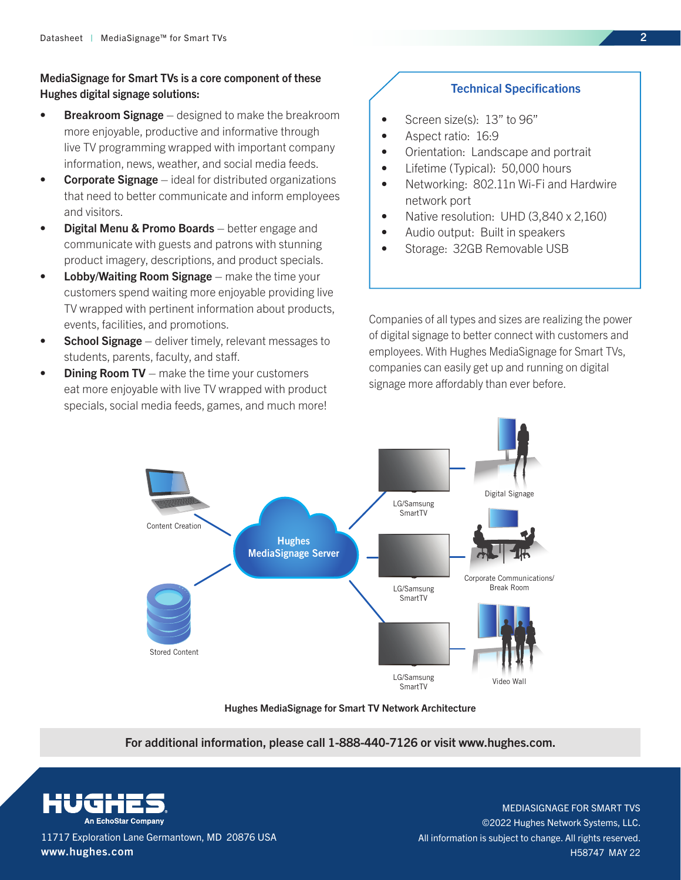**MediaSignage for Smart TVs is a core component of these Hughes digital signage solutions:**

- **Breakroom Signage** – designed to make the breakroom more enjoyable, productive and informative through live TV programming wrapped with important company information, news, weather, and social media feeds.
- **Corporate Signage** – ideal for distributed organizations that need to better communicate and inform employees and visitors.
- **Digital Menu & Promo Boards** – better engage and communicate with guests and patrons with stunning product imagery, descriptions, and product specials.
- **Lobby/Waiting Room Signage** – make the time your customers spend waiting more enjoyable providing live TV wrapped with pertinent information about products, events, facilities, and promotions.
- **School Signage** – deliver timely, relevant messages to students, parents, faculty, and staff.
- **Dining Room TV** – make the time your customers eat more enjoyable with live TV wrapped with product specials, social media feeds, games, and much more!

## Technical Specifications

- Screen size(s): 13" to 96"
- Aspect ratio: 16:9
- Orientation: Landscape and portrait
- Lifetime (Typical): 50,000 hours
- Networking: 802.11n Wi-Fi and Hardwire network port
- Native resolution: UHD (3,840 x 2,160)
- Audio output: Built in speakers
- Storage: 32GB Removable USB

Companies of all types and sizes are realizing the power of digital signage to better connect with customers and employees. With Hughes MediaSignage for Smart TVs, companies can easily get up and running on digital signage more affordably than ever before.

Content Creation

Stored Content

Hughes MediaSignage Server

LG/Samsung SmartTV

LG/Samsung SmartTV

LG/Samsung SmartTV

Digital Signage

Corporate Communications/ Break Room

Video Wall

**Hughes MediaSignage for Smart TV Network Architecture**

**For additional information, please call 1-888-440-7126 or visit www.hughes.com.**

HUGHES
An EchoStar Company

11717 Exploration Lane Germantown, MD 20876 USA
**www.hughes.com**

MEDIASIGNAGE FOR SMART TVS
©2022 Hughes Network Systems, LLC.
All information is subject to change. All rights reserved.
H58747 MAY 22